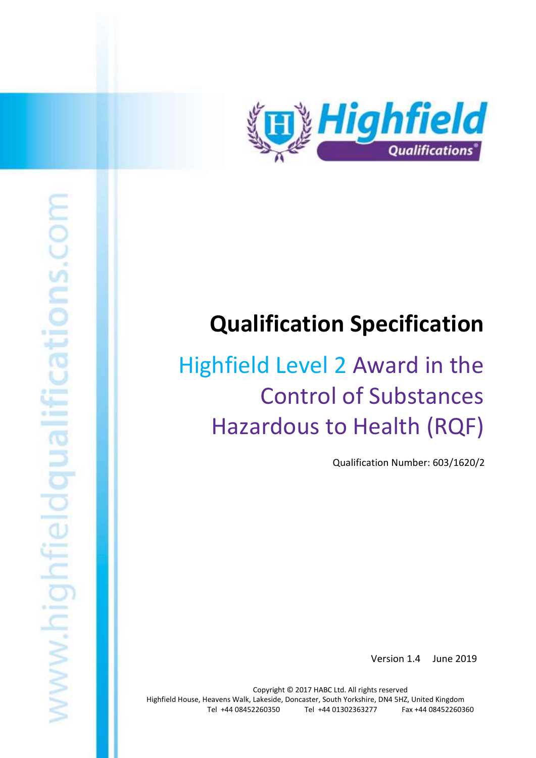# Qualification Specification

## Highfield Level 2 Award in the Control of Substances Hazardous to Health (RQF)

Qualification Number: 603/1620/2

Version 1.4 June 2019

Copyright © 2017 HABC Ltd. All rights reserved
Highfield House, Heavens Walk, Lakeside, Doncaster, South Yorkshire, DN4 5HZ, United Kingdom
Tel +44 08452260350 Tel +44 01302363277 Fax +44 08452260360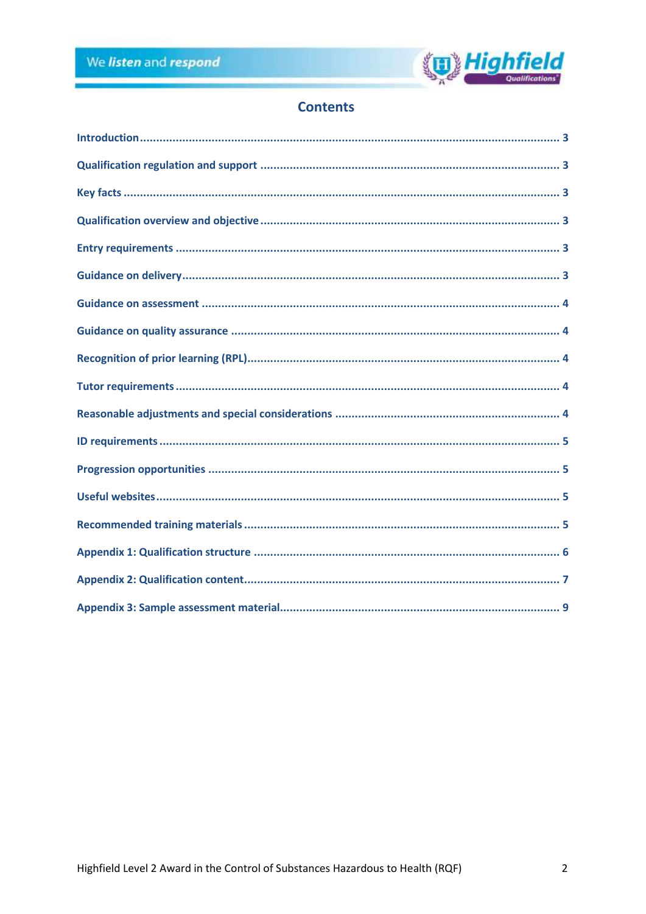## Contents

| | |
|---|---|
| Introduction | 3 |
| Qualification regulation and support | 3 |
| Key facts | 3 |
| Qualification overview and objective | 3 |
| Entry requirements | 3 |
| Guidance on delivery | 3 |
| Guidance on assessment | 4 |
| Guidance on quality assurance | 4 |
| Recognition of prior learning (RPL) | 4 |
| Tutor requirements | 4 |
| Reasonable adjustments and special considerations | 4 |
| ID requirements | 5 |
| Progression opportunities | 5 |
| Useful websites | 5 |
| Recommended training materials | 5 |
| Appendix 1: Qualification structure | 6 |
| Appendix 2: Qualification content | 7 |
| Appendix 3: Sample assessment material | 9 |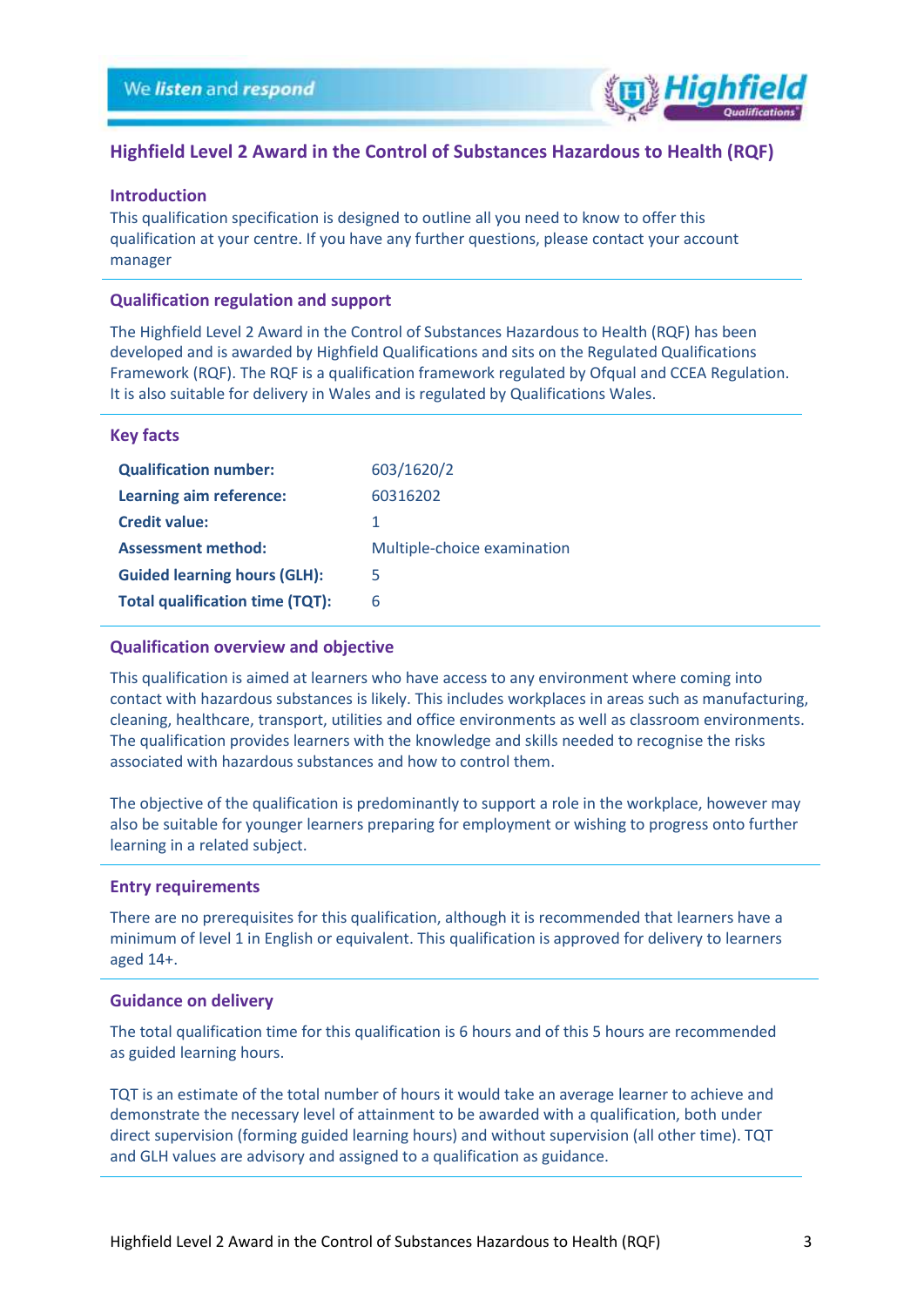# Highfield Level 2 Award in the Control of Substances Hazardous to Health (RQF)

## Introduction

This qualification specification is designed to outline all you need to know to offer this qualification at your centre. If you have any further questions, please contact your account manager

## Qualification regulation and support

The Highfield Level 2 Award in the Control of Substances Hazardous to Health (RQF) has been developed and is awarded by Highfield Qualifications and sits on the Regulated Qualifications Framework (RQF). The RQF is a qualification framework regulated by Ofqual and CCEA Regulation. It is also suitable for delivery in Wales and is regulated by Qualifications Wales.

## Key facts

| | |
|---|---|
| **Qualification number:** | 603/1620/2 |
| **Learning aim reference:** | 60316202 |
| **Credit value:** | 1 |
| **Assessment method:** | Multiple-choice examination |
| **Guided learning hours (GLH):** | 5 |
| **Total qualification time (TQT):** | 6 |

## Qualification overview and objective

This qualification is aimed at learners who have access to any environment where coming into contact with hazardous substances is likely. This includes workplaces in areas such as manufacturing, cleaning, healthcare, transport, utilities and office environments as well as classroom environments. The qualification provides learners with the knowledge and skills needed to recognise the risks associated with hazardous substances and how to control them.

The objective of the qualification is predominantly to support a role in the workplace, however may also be suitable for younger learners preparing for employment or wishing to progress onto further learning in a related subject.

## Entry requirements

There are no prerequisites for this qualification, although it is recommended that learners have a minimum of level 1 in English or equivalent. This qualification is approved for delivery to learners aged 14+.

## Guidance on delivery

The total qualification time for this qualification is 6 hours and of this 5 hours are recommended as guided learning hours.

TQT is an estimate of the total number of hours it would take an average learner to achieve and demonstrate the necessary level of attainment to be awarded with a qualification, both under direct supervision (forming guided learning hours) and without supervision (all other time). TQT and GLH values are advisory and assigned to a qualification as guidance.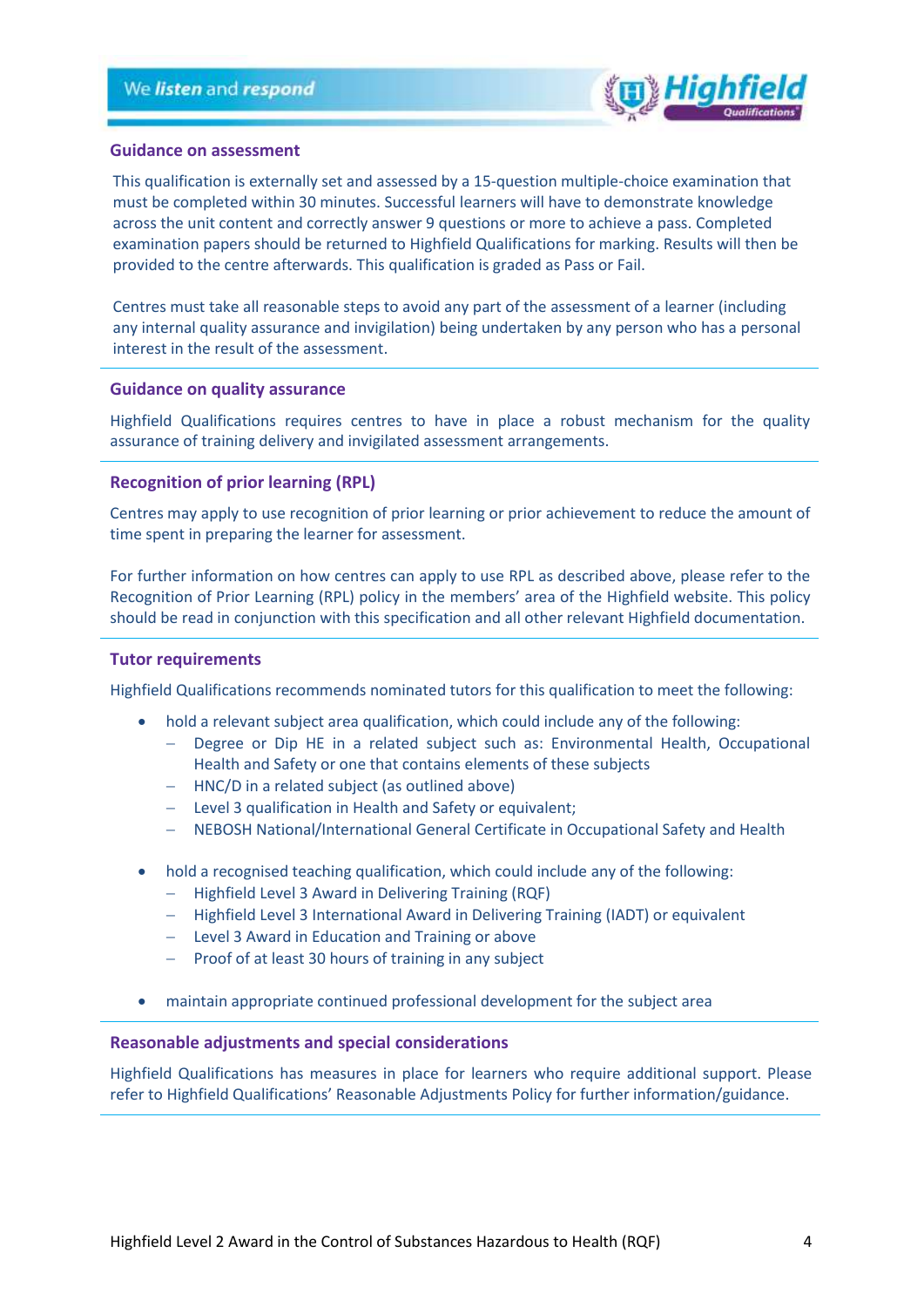## Guidance on assessment

This qualification is externally set and assessed by a 15-question multiple-choice examination that must be completed within 30 minutes. Successful learners will have to demonstrate knowledge across the unit content and correctly answer 9 questions or more to achieve a pass. Completed examination papers should be returned to Highfield Qualifications for marking. Results will then be provided to the centre afterwards. This qualification is graded as Pass or Fail.

Centres must take all reasonable steps to avoid any part of the assessment of a learner (including any internal quality assurance and invigilation) being undertaken by any person who has a personal interest in the result of the assessment.

## Guidance on quality assurance

Highfield Qualifications requires centres to have in place a robust mechanism for the quality assurance of training delivery and invigilated assessment arrangements.

## Recognition of prior learning (RPL)

Centres may apply to use recognition of prior learning or prior achievement to reduce the amount of time spent in preparing the learner for assessment.

For further information on how centres can apply to use RPL as described above, please refer to the Recognition of Prior Learning (RPL) policy in the members' area of the Highfield website. This policy should be read in conjunction with this specification and all other relevant Highfield documentation.

## Tutor requirements

Highfield Qualifications recommends nominated tutors for this qualification to meet the following:

- hold a relevant subject area qualification, which could include any of the following:
  - Degree or Dip HE in a related subject such as: Environmental Health, Occupational Health and Safety or one that contains elements of these subjects
  - HNC/D in a related subject (as outlined above)
  - Level 3 qualification in Health and Safety or equivalent;
  - NEBOSH National/International General Certificate in Occupational Safety and Health

- hold a recognised teaching qualification, which could include any of the following:
  - Highfield Level 3 Award in Delivering Training (RQF)
  - Highfield Level 3 International Award in Delivering Training (IADT) or equivalent
  - Level 3 Award in Education and Training or above
  - Proof of at least 30 hours of training in any subject

- maintain appropriate continued professional development for the subject area

## Reasonable adjustments and special considerations

Highfield Qualifications has measures in place for learners who require additional support. Please refer to Highfield Qualifications' Reasonable Adjustments Policy for further information/guidance.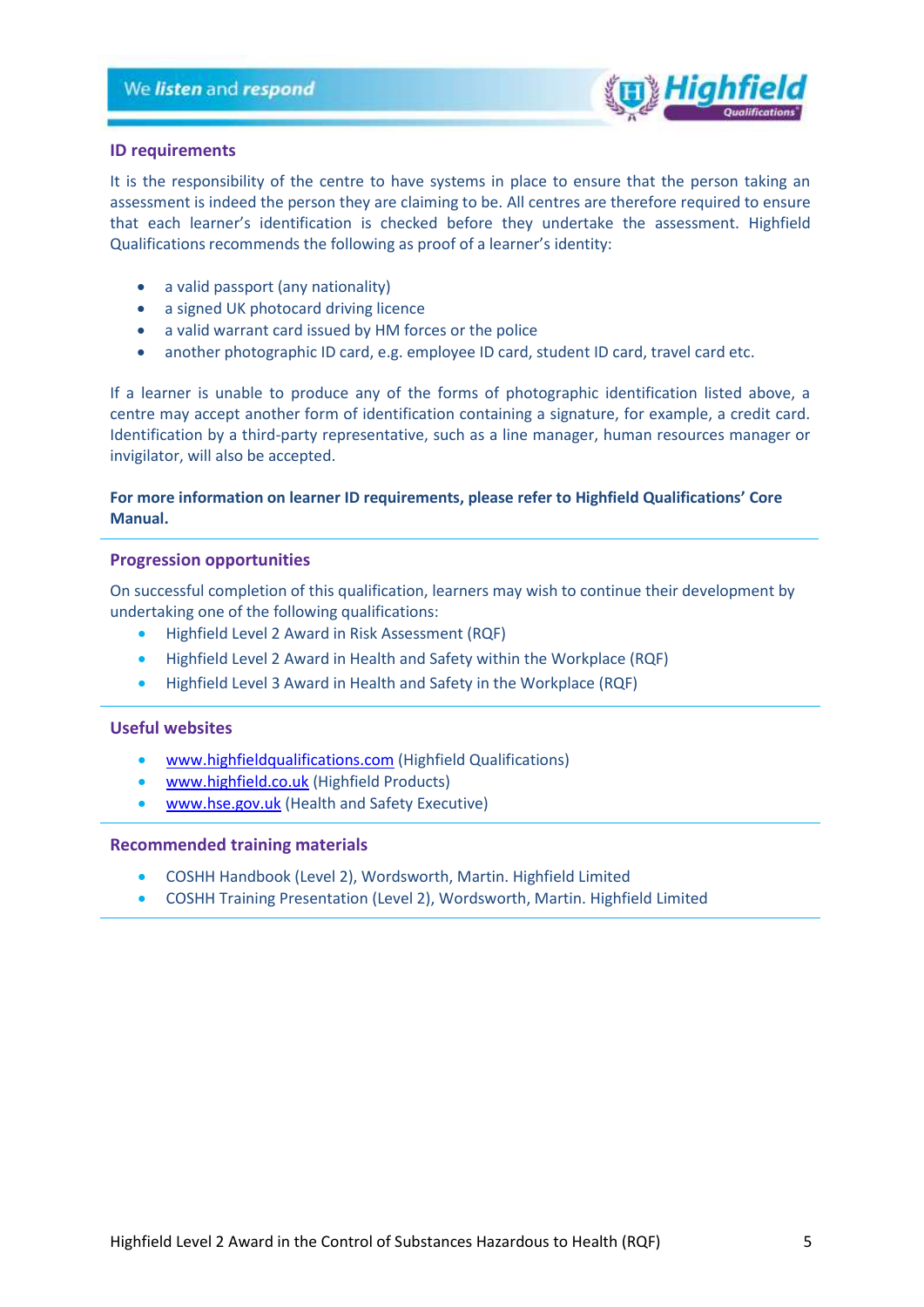## ID requirements

It is the responsibility of the centre to have systems in place to ensure that the person taking an assessment is indeed the person they are claiming to be. All centres are therefore required to ensure that each learner's identification is checked before they undertake the assessment. Highfield Qualifications recommends the following as proof of a learner's identity:

- a valid passport (any nationality)
- a signed UK photocard driving licence
- a valid warrant card issued by HM forces or the police
- another photographic ID card, e.g. employee ID card, student ID card, travel card etc.

If a learner is unable to produce any of the forms of photographic identification listed above, a centre may accept another form of identification containing a signature, for example, a credit card. Identification by a third-party representative, such as a line manager, human resources manager or invigilator, will also be accepted.

**For more information on learner ID requirements, please refer to Highfield Qualifications' Core Manual.**

## Progression opportunities

On successful completion of this qualification, learners may wish to continue their development by undertaking one of the following qualifications:

- Highfield Level 2 Award in Risk Assessment (RQF)
- Highfield Level 2 Award in Health and Safety within the Workplace (RQF)
- Highfield Level 3 Award in Health and Safety in the Workplace (RQF)

## Useful websites

- www.highfieldqualifications.com (Highfield Qualifications)
- www.highfield.co.uk (Highfield Products)
- www.hse.gov.uk (Health and Safety Executive)

## Recommended training materials

- COSHH Handbook (Level 2), Wordsworth, Martin. Highfield Limited
- COSHH Training Presentation (Level 2), Wordsworth, Martin. Highfield Limited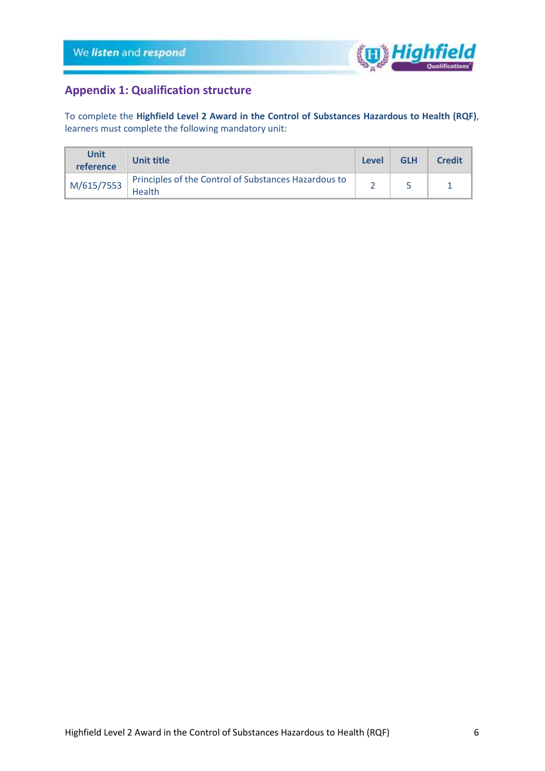## Appendix 1: Qualification structure

To complete the **Highfield Level 2 Award in the Control of Substances Hazardous to Health (RQF)**, learners must complete the following mandatory unit:

| Unit reference | Unit title | Level | GLH | Credit |
|---|---|---|---|---|
| M/615/7553 | Principles of the Control of Substances Hazardous to Health | 2 | 5 | 1 |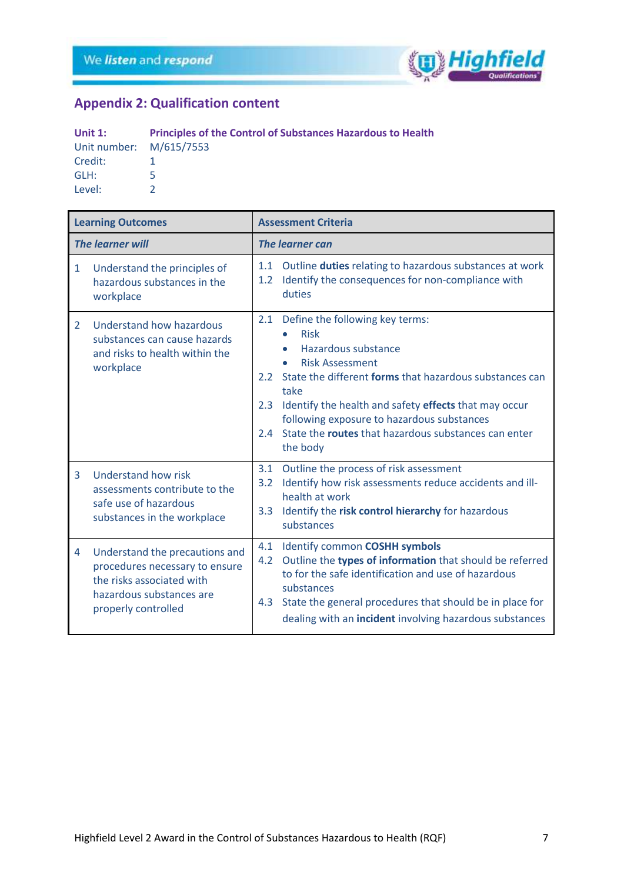## Appendix 2: Qualification content

**Unit 1:** **Principles of the Control of Substances Hazardous to Health**
Unit number: M/615/7553
Credit: 1
GLH: 5
Level: 2

| **Learning Outcomes** | **Assessment Criteria** |
|---|---|
| ***The learner will*** | ***The learner can*** |
| 1 Understand the principles of hazardous substances in the workplace | 1.1 Outline **duties** relating to hazardous substances at work<br>1.2 Identify the consequences for non-compliance with duties |
| 2 Understand how hazardous substances can cause hazards and risks to health within the workplace | 2.1 Define the following key terms:<br>• Risk<br>• Hazardous substance<br>• Risk Assessment<br>2.2 State the different **forms** that hazardous substances can take<br>2.3 Identify the health and safety **effects** that may occur following exposure to hazardous substances<br>2.4 State the **routes** that hazardous substances can enter the body |
| 3 Understand how risk assessments contribute to the safe use of hazardous substances in the workplace | 3.1 Outline the process of risk assessment<br>3.2 Identify how risk assessments reduce accidents and ill-health at work<br>3.3 Identify the **risk control hierarchy** for hazardous substances |
| 4 Understand the precautions and procedures necessary to ensure the risks associated with hazardous substances are properly controlled | 4.1 Identify common **COSHH symbols**<br>4.2 Outline the **types of information** that should be referred to for the safe identification and use of hazardous substances<br>4.3 State the general procedures that should be in place for dealing with an **incident** involving hazardous substances |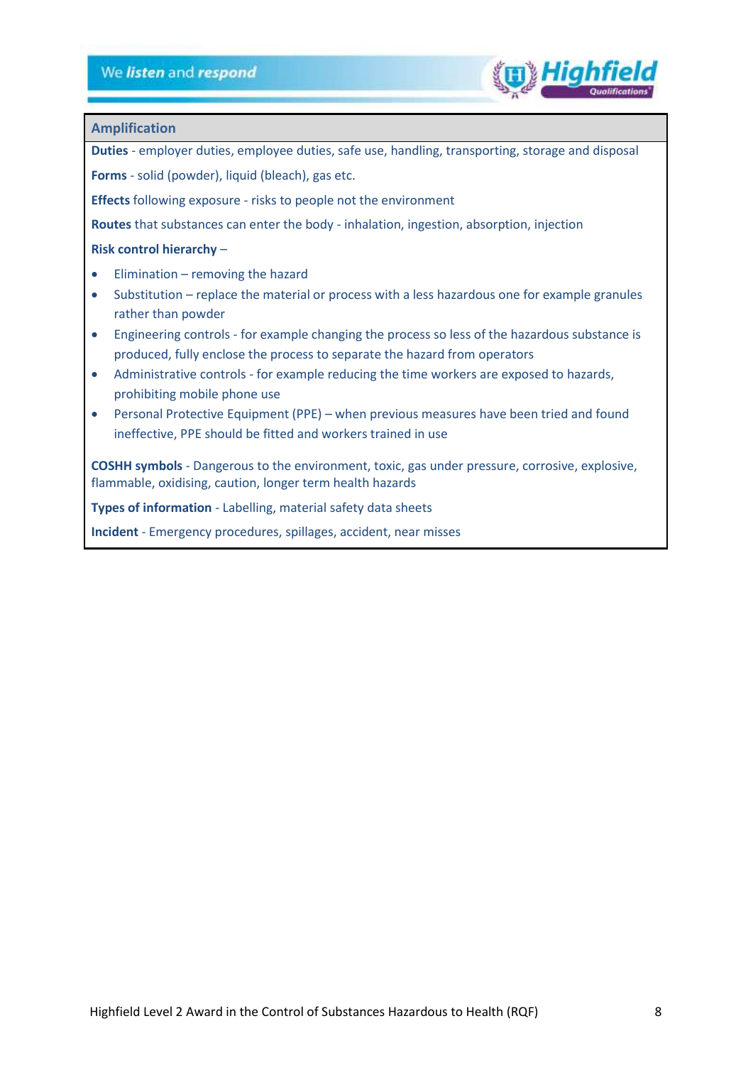## Amplification

**Duties** - employer duties, employee duties, safe use, handling, transporting, storage and disposal

**Forms** - solid (powder), liquid (bleach), gas etc.

**Effects** following exposure - risks to people not the environment

**Routes** that substances can enter the body - inhalation, ingestion, absorption, injection

**Risk control hierarchy** –

- Elimination – removing the hazard
- Substitution – replace the material or process with a less hazardous one for example granules rather than powder
- Engineering controls - for example changing the process so less of the hazardous substance is produced, fully enclose the process to separate the hazard from operators
- Administrative controls - for example reducing the time workers are exposed to hazards, prohibiting mobile phone use
- Personal Protective Equipment (PPE) – when previous measures have been tried and found ineffective, PPE should be fitted and workers trained in use

**COSHH symbols** - Dangerous to the environment, toxic, gas under pressure, corrosive, explosive, flammable, oxidising, caution, longer term health hazards

**Types of information** - Labelling, material safety data sheets

**Incident** - Emergency procedures, spillages, accident, near misses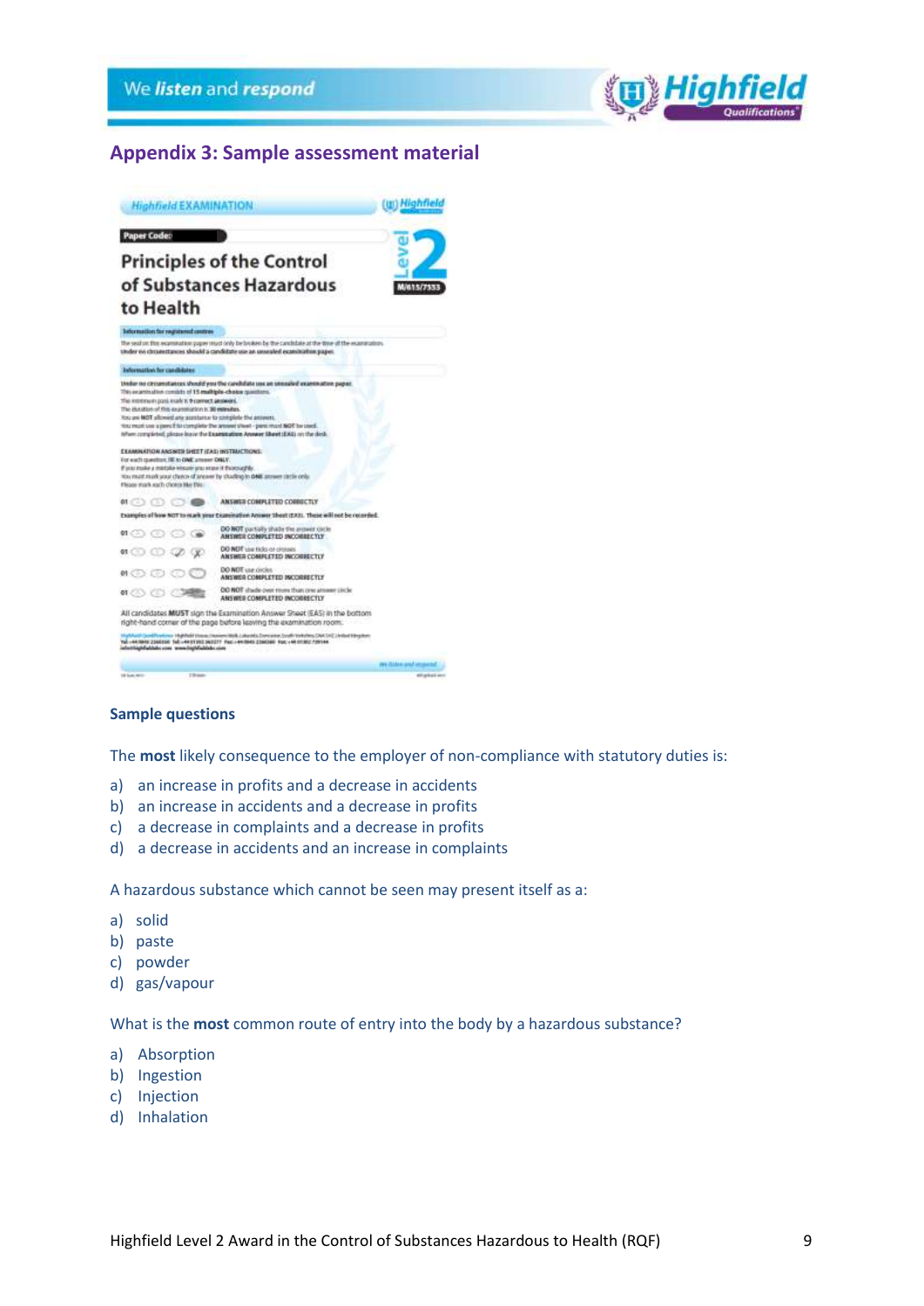## Appendix 3: Sample assessment material

### Sample questions

The **most** likely consequence to the employer of non-compliance with statutory duties is:

a) an increase in profits and a decrease in accidents
b) an increase in accidents and a decrease in profits
c) a decrease in complaints and a decrease in profits
d) a decrease in accidents and an increase in complaints

A hazardous substance which cannot be seen may present itself as a:

a) solid
b) paste
c) powder
d) gas/vapour

What is the **most** common route of entry into the body by a hazardous substance?

a) Absorption
b) Ingestion
c) Injection
d) Inhalation